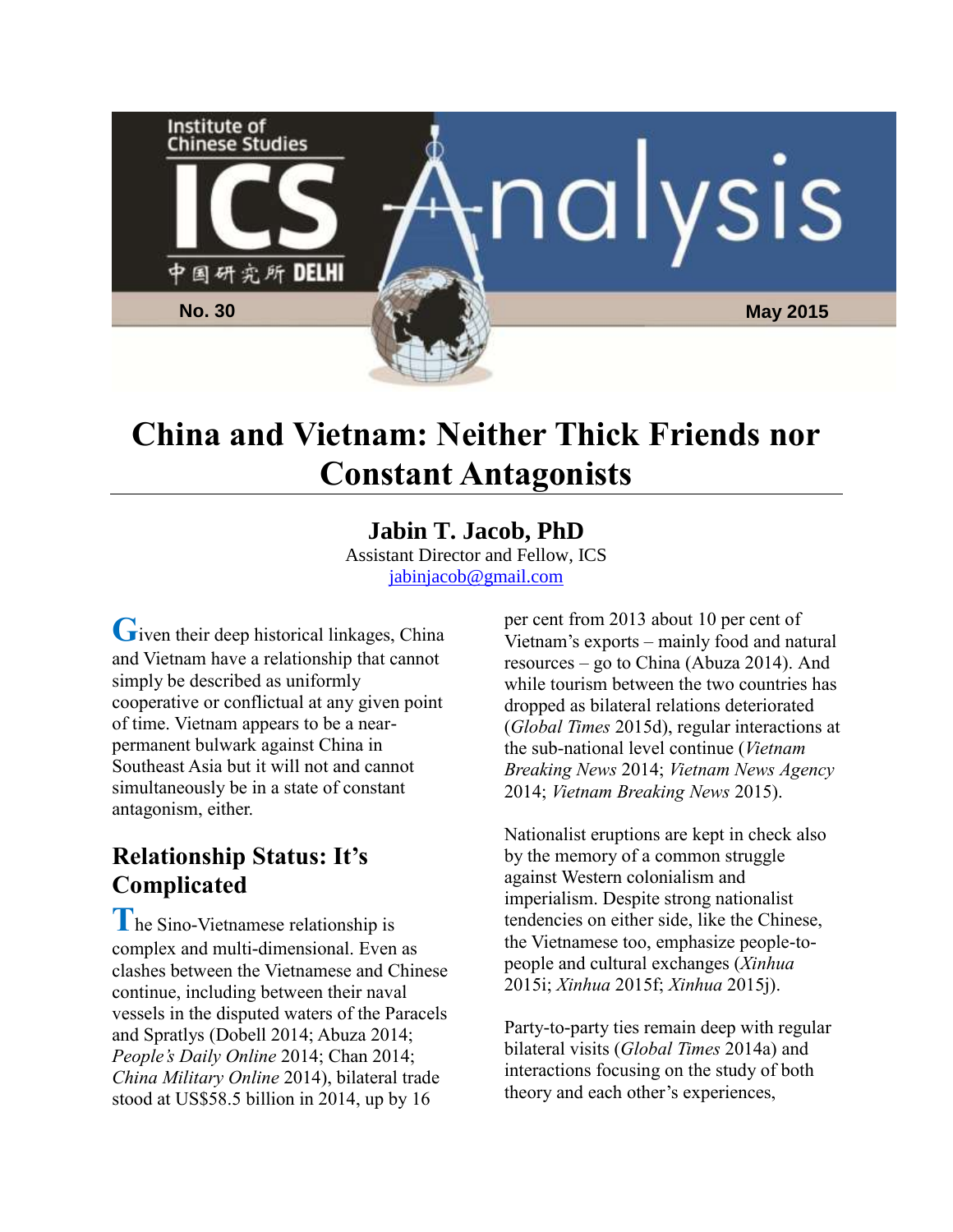Institute of Chinese Studies

ICS Analysis

中国研究所 DELHI

No. 30

May 2015

# China and Vietnam: Neither Thick Friends nor Constant Antagonists

**Jabin T. Jacob, PhD**
Assistant Director and Fellow, ICS
jabinjacob@gmail.com

Given their deep historical linkages, China and Vietnam have a relationship that cannot simply be described as uniformly cooperative or conflictual at any given point of time. Vietnam appears to be a near-permanent bulwark against China in Southeast Asia but it will not and cannot simultaneously be in a state of constant antagonism, either.

## Relationship Status: It's Complicated

The Sino-Vietnamese relationship is complex and multi-dimensional. Even as clashes between the Vietnamese and Chinese continue, including between their naval vessels in the disputed waters of the Paracels and Spratlys (Dobell 2014; Abuza 2014; *People's Daily Online* 2014; Chan 2014; *China Military Online* 2014), bilateral trade stood at US$58.5 billion in 2014, up by 16 per cent from 2013 about 10 per cent of Vietnam's exports – mainly food and natural resources – go to China (Abuza 2014). And while tourism between the two countries has dropped as bilateral relations deteriorated (*Global Times* 2015d), regular interactions at the sub-national level continue (*Vietnam Breaking News* 2014; *Vietnam News Agency* 2014; *Vietnam Breaking News* 2015).

Nationalist eruptions are kept in check also by the memory of a common struggle against Western colonialism and imperialism. Despite strong nationalist tendencies on either side, like the Chinese, the Vietnamese too, emphasize people-to-people and cultural exchanges (*Xinhua* 2015i; *Xinhua* 2015f; *Xinhua* 2015j).

Party-to-party ties remain deep with regular bilateral visits (*Global Times* 2014a) and interactions focusing on the study of both theory and each other's experiences,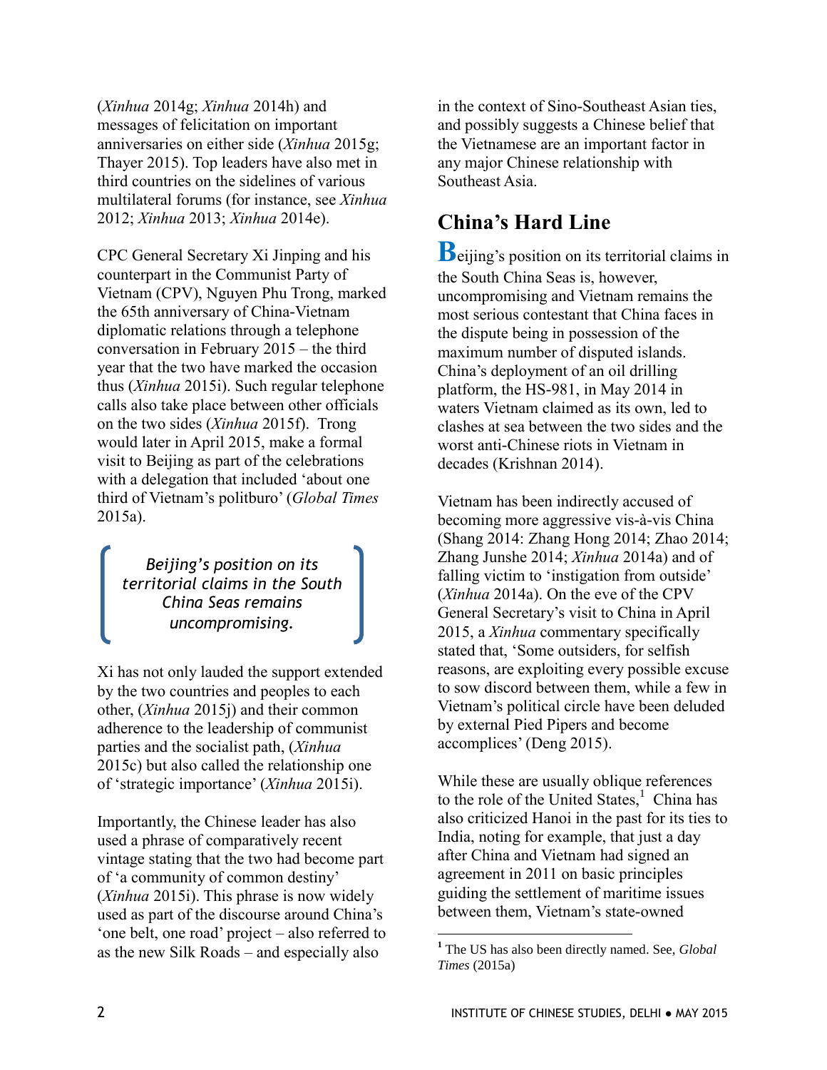(*Xinhua* 2014g; *Xinhua* 2014h) and messages of felicitation on important anniversaries on either side (*Xinhua* 2015g; Thayer 2015). Top leaders have also met in third countries on the sidelines of various multilateral forums (for instance, see *Xinhua* 2012; *Xinhua* 2013; *Xinhua* 2014e).

CPC General Secretary Xi Jinping and his counterpart in the Communist Party of Vietnam (CPV), Nguyen Phu Trong, marked the 65th anniversary of China-Vietnam diplomatic relations through a telephone conversation in February 2015 – the third year that the two have marked the occasion thus (*Xinhua* 2015i). Such regular telephone calls also take place between other officials on the two sides (*Xinhua* 2015f). Trong would later in April 2015, make a formal visit to Beijing as part of the celebrations with a delegation that included 'about one third of Vietnam's politburo' (*Global Times* 2015a).

> *Beijing's position on its territorial claims in the South China Seas remains uncompromising.*

Xi has not only lauded the support extended by the two countries and peoples to each other, (*Xinhua* 2015j) and their common adherence to the leadership of communist parties and the socialist path, (*Xinhua* 2015c) but also called the relationship one of 'strategic importance' (*Xinhua* 2015i).

Importantly, the Chinese leader has also used a phrase of comparatively recent vintage stating that the two had become part of 'a community of common destiny' (*Xinhua* 2015i). This phrase is now widely used as part of the discourse around China's 'one belt, one road' project – also referred to as the new Silk Roads – and especially also in the context of Sino-Southeast Asian ties, and possibly suggests a Chinese belief that the Vietnamese are an important factor in any major Chinese relationship with Southeast Asia.

## China's Hard Line

**B**eijing's position on its territorial claims in the South China Seas is, however, uncompromising and Vietnam remains the most serious contestant that China faces in the dispute being in possession of the maximum number of disputed islands. China's deployment of an oil drilling platform, the HS-981, in May 2014 in waters Vietnam claimed as its own, led to clashes at sea between the two sides and the worst anti-Chinese riots in Vietnam in decades (Krishnan 2014).

Vietnam has been indirectly accused of becoming more aggressive vis-à-vis China (Shang 2014: Zhang Hong 2014; Zhao 2014; Zhang Junshe 2014; *Xinhua* 2014a) and of falling victim to 'instigation from outside' (*Xinhua* 2014a). On the eve of the CPV General Secretary's visit to China in April 2015, a *Xinhua* commentary specifically stated that, 'Some outsiders, for selfish reasons, are exploiting every possible excuse to sow discord between them, while a few in Vietnam's political circle have been deluded by external Pied Pipers and become accomplices' (Deng 2015).

While these are usually oblique references to the role of the United States,[1] China has also criticized Hanoi in the past for its ties to India, noting for example, that just a day after China and Vietnam had signed an agreement in 2011 on basic principles guiding the settlement of maritime issues between them, Vietnam's state-owned

---

[1] The US has also been directly named. See, *Global Times* (2015a)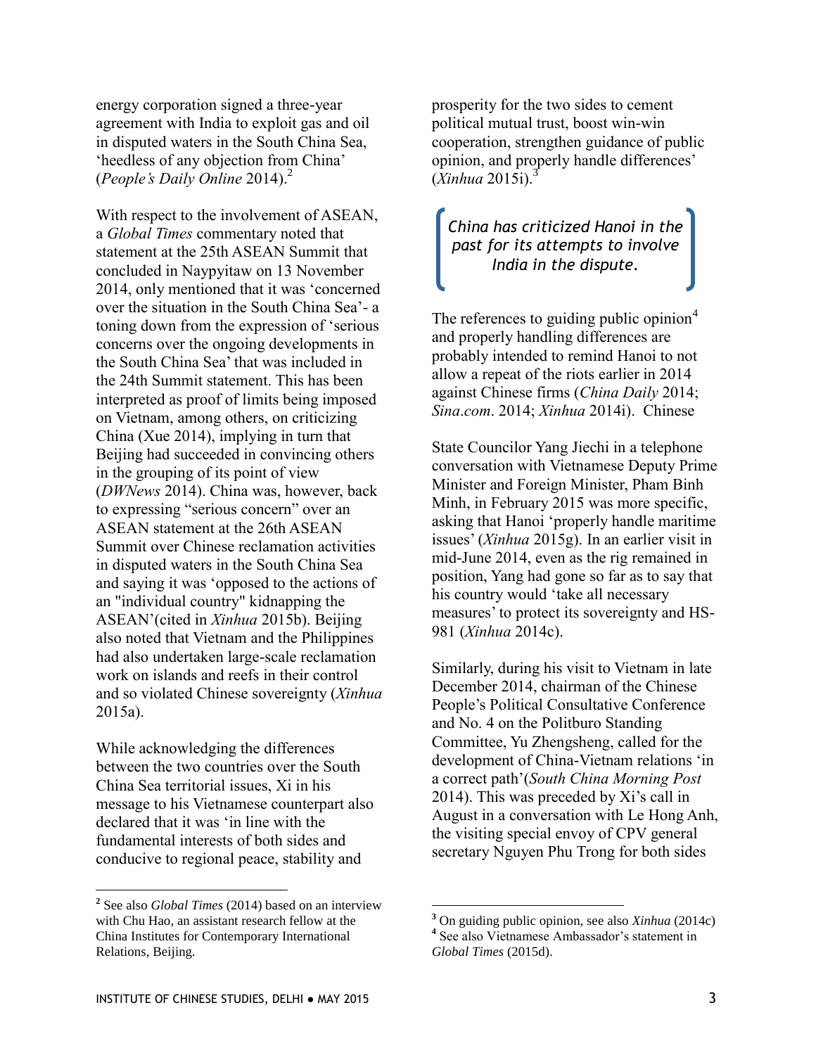energy corporation signed a three-year agreement with India to exploit gas and oil in disputed waters in the South China Sea, 'heedless of any objection from China' (*People's Daily Online* 2014).[2]

With respect to the involvement of ASEAN, a *Global Times* commentary noted that statement at the 25th ASEAN Summit that concluded in Naypyitaw on 13 November 2014, only mentioned that it was 'concerned over the situation in the South China Sea'- a toning down from the expression of 'serious concerns over the ongoing developments in the South China Sea' that was included in the 24th Summit statement. This has been interpreted as proof of limits being imposed on Vietnam, among others, on criticizing China (Xue 2014), implying in turn that Beijing had succeeded in convincing others in the grouping of its point of view (*DWNews* 2014). China was, however, back to expressing "serious concern" over an ASEAN statement at the 26th ASEAN Summit over Chinese reclamation activities in disputed waters in the South China Sea and saying it was 'opposed to the actions of an "individual country" kidnapping the ASEAN'(cited in *Xinhua* 2015b). Beijing also noted that Vietnam and the Philippines had also undertaken large-scale reclamation work on islands and reefs in their control and so violated Chinese sovereignty (*Xinhua* 2015a).

While acknowledging the differences between the two countries over the South China Sea territorial issues, Xi in his message to his Vietnamese counterpart also declared that it was 'in line with the fundamental interests of both sides and conducive to regional peace, stability and prosperity for the two sides to cement political mutual trust, boost win-win cooperation, strengthen guidance of public opinion, and properly handle differences' (*Xinhua* 2015i).[3]

*China has criticized Hanoi in the past for its attempts to involve India in the dispute.*

The references to guiding public opinion[4] and properly handling differences are probably intended to remind Hanoi to not allow a repeat of the riots earlier in 2014 against Chinese firms (*China Daily* 2014; *Sina.com*. 2014; *Xinhua* 2014i). Chinese State Councilor Yang Jiechi in a telephone conversation with Vietnamese Deputy Prime Minister and Foreign Minister, Pham Binh Minh, in February 2015 was more specific, asking that Hanoi 'properly handle maritime issues' (*Xinhua* 2015g). In an earlier visit in mid-June 2014, even as the rig remained in position, Yang had gone so far as to say that his country would 'take all necessary measures' to protect its sovereignty and HS-981 (*Xinhua* 2014c).

Similarly, during his visit to Vietnam in late December 2014, chairman of the Chinese People's Political Consultative Conference and No. 4 on the Politburo Standing Committee, Yu Zhengsheng, called for the development of China-Vietnam relations 'in a correct path'(*South China Morning Post* 2014). This was preceded by Xi's call in August in a conversation with Le Hong Anh, the visiting special envoy of CPV general secretary Nguyen Phu Trong for both sides

---

[2] See also *Global Times* (2014) based on an interview with Chu Hao, an assistant research fellow at the China Institutes for Contemporary International Relations, Beijing.

[3] On guiding public opinion, see also *Xinhua* (2014c)

[4] See also Vietnamese Ambassador's statement in *Global Times* (2015d).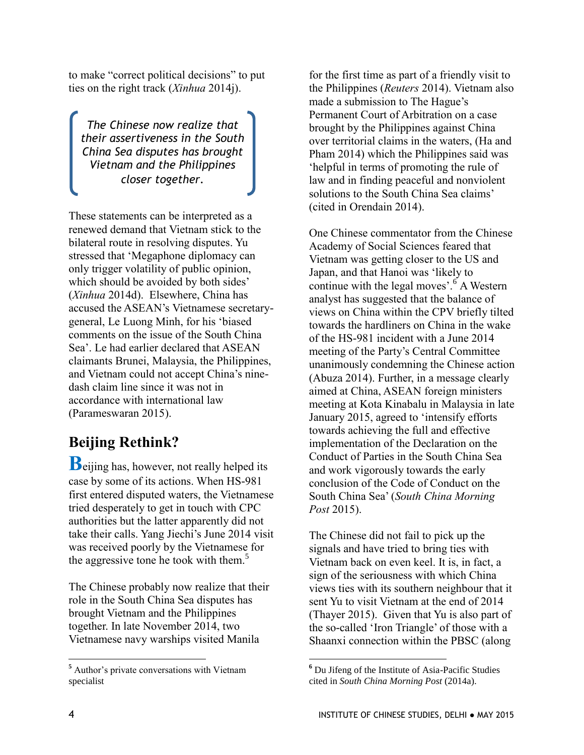to make "correct political decisions" to put ties on the right track (*Xinhua* 2014j).

> *The Chinese now realize that their assertiveness in the South China Sea disputes has brought Vietnam and the Philippines closer together.*

These statements can be interpreted as a renewed demand that Vietnam stick to the bilateral route in resolving disputes. Yu stressed that 'Megaphone diplomacy can only trigger volatility of public opinion, which should be avoided by both sides' (*Xinhua* 2014d). Elsewhere, China has accused the ASEAN's Vietnamese secretary-general, Le Luong Minh, for his 'biased comments on the issue of the South China Sea'. Le had earlier declared that ASEAN claimants Brunei, Malaysia, the Philippines, and Vietnam could not accept China's nine-dash claim line since it was not in accordance with international law (Parameswaran 2015).

## Beijing Rethink?

Beijing has, however, not really helped its case by some of its actions. When HS-981 first entered disputed waters, the Vietnamese tried desperately to get in touch with CPC authorities but the latter apparently did not take their calls. Yang Jiechi's June 2014 visit was received poorly by the Vietnamese for the aggressive tone he took with them.[5]

The Chinese probably now realize that their role in the South China Sea disputes has brought Vietnam and the Philippines together. In late November 2014, two Vietnamese navy warships visited Manila for the first time as part of a friendly visit to the Philippines (*Reuters* 2014). Vietnam also made a submission to The Hague's Permanent Court of Arbitration on a case brought by the Philippines against China over territorial claims in the waters, (Ha and Pham 2014) which the Philippines said was 'helpful in terms of promoting the rule of law and in finding peaceful and nonviolent solutions to the South China Sea claims' (cited in Orendain 2014).

One Chinese commentator from the Chinese Academy of Social Sciences feared that Vietnam was getting closer to the US and Japan, and that Hanoi was 'likely to continue with the legal moves'.[6] A Western analyst has suggested that the balance of views on China within the CPV briefly tilted towards the hardliners on China in the wake of the HS-981 incident with a June 2014 meeting of the Party's Central Committee unanimously condemning the Chinese action (Abuza 2014). Further, in a message clearly aimed at China, ASEAN foreign ministers meeting at Kota Kinabalu in Malaysia in late January 2015, agreed to 'intensify efforts towards achieving the full and effective implementation of the Declaration on the Conduct of Parties in the South China Sea and work vigorously towards the early conclusion of the Code of Conduct on the South China Sea' (*South China Morning Post* 2015).

The Chinese did not fail to pick up the signals and have tried to bring ties with Vietnam back on even keel. It is, in fact, a sign of the seriousness with which China views ties with its southern neighbour that it sent Yu to visit Vietnam at the end of 2014 (Thayer 2015). Given that Yu is also part of the so-called 'Iron Triangle' of those with a Shaanxi connection within the PBSC (along

---

[5] Author's private conversations with Vietnam specialist

[6] Du Jifeng of the Institute of Asia-Pacific Studies cited in *South China Morning Post* (2014a).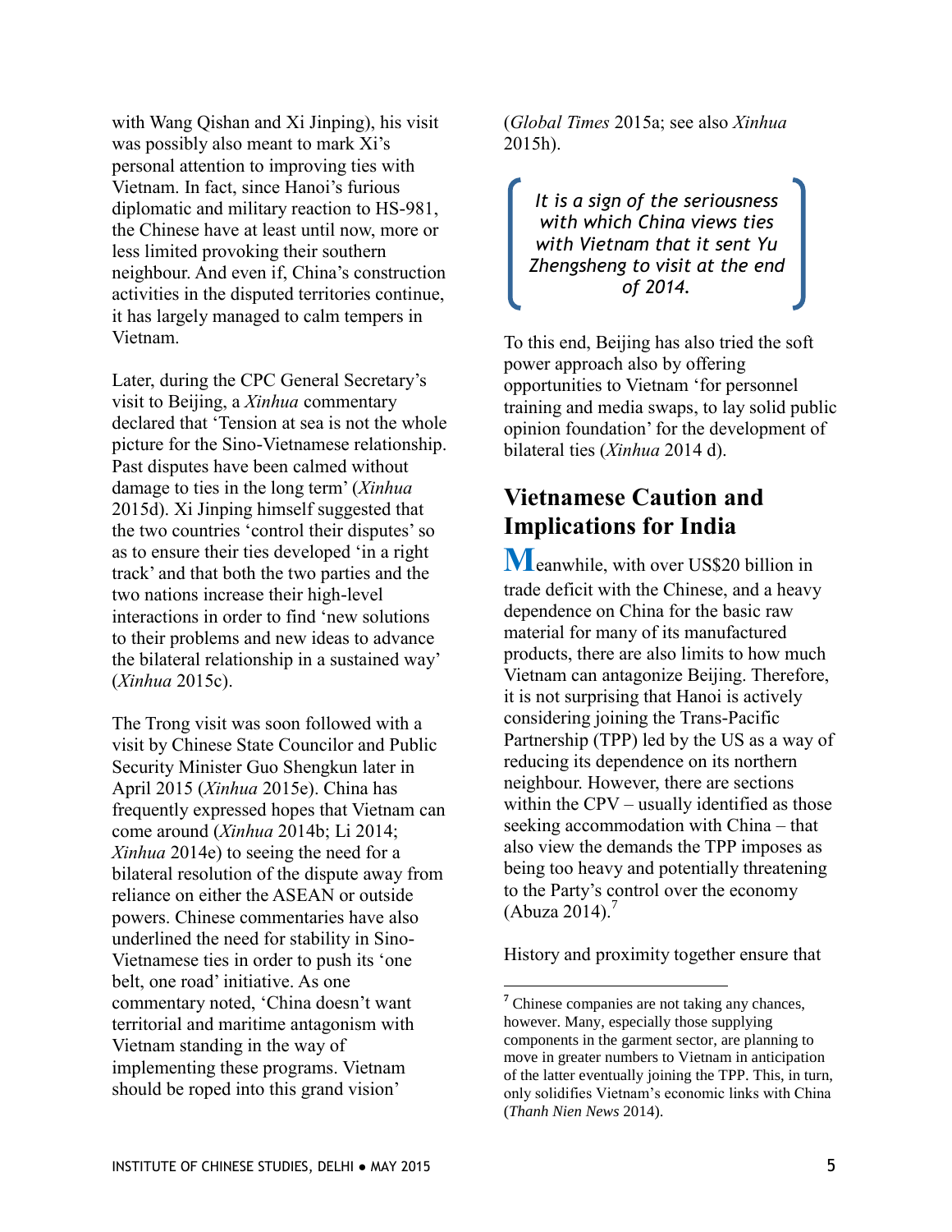with Wang Qishan and Xi Jinping), his visit was possibly also meant to mark Xi's personal attention to improving ties with Vietnam. In fact, since Hanoi's furious diplomatic and military reaction to HS-981, the Chinese have at least until now, more or less limited provoking their southern neighbour. And even if, China's construction activities in the disputed territories continue, it has largely managed to calm tempers in Vietnam.

Later, during the CPC General Secretary's visit to Beijing, a *Xinhua* commentary declared that 'Tension at sea is not the whole picture for the Sino-Vietnamese relationship. Past disputes have been calmed without damage to ties in the long term' (*Xinhua* 2015d). Xi Jinping himself suggested that the two countries 'control their disputes' so as to ensure their ties developed 'in a right track' and that both the two parties and the two nations increase their high-level interactions in order to find 'new solutions to their problems and new ideas to advance the bilateral relationship in a sustained way' (*Xinhua* 2015c).

The Trong visit was soon followed with a visit by Chinese State Councilor and Public Security Minister Guo Shengkun later in April 2015 (*Xinhua* 2015e). China has frequently expressed hopes that Vietnam can come around (*Xinhua* 2014b; Li 2014; *Xinhua* 2014e) to seeing the need for a bilateral resolution of the dispute away from reliance on either the ASEAN or outside powers. Chinese commentaries have also underlined the need for stability in Sino-Vietnamese ties in order to push its 'one belt, one road' initiative. As one commentary noted, 'China doesn't want territorial and maritime antagonism with Vietnam standing in the way of implementing these programs. Vietnam should be roped into this grand vision' (*Global Times* 2015a; see also *Xinhua* 2015h).

> *It is a sign of the seriousness with which China views ties with Vietnam that it sent Yu Zhengsheng to visit at the end of 2014.*

To this end, Beijing has also tried the soft power approach also by offering opportunities to Vietnam 'for personnel training and media swaps, to lay solid public opinion foundation' for the development of bilateral ties (*Xinhua* 2014 d).

## Vietnamese Caution and Implications for India

Meanwhile, with over US$20 billion in trade deficit with the Chinese, and a heavy dependence on China for the basic raw material for many of its manufactured products, there are also limits to how much Vietnam can antagonize Beijing. Therefore, it is not surprising that Hanoi is actively considering joining the Trans-Pacific Partnership (TPP) led by the US as a way of reducing its dependence on its northern neighbour. However, there are sections within the CPV – usually identified as those seeking accommodation with China – that also view the demands the TPP imposes as being too heavy and potentially threatening to the Party's control over the economy (Abuza 2014).[7]

History and proximity together ensure that

---

[7] Chinese companies are not taking any chances, however. Many, especially those supplying components in the garment sector, are planning to move in greater numbers to Vietnam in anticipation of the latter eventually joining the TPP. This, in turn, only solidifies Vietnam's economic links with China (*Thanh Nien News* 2014).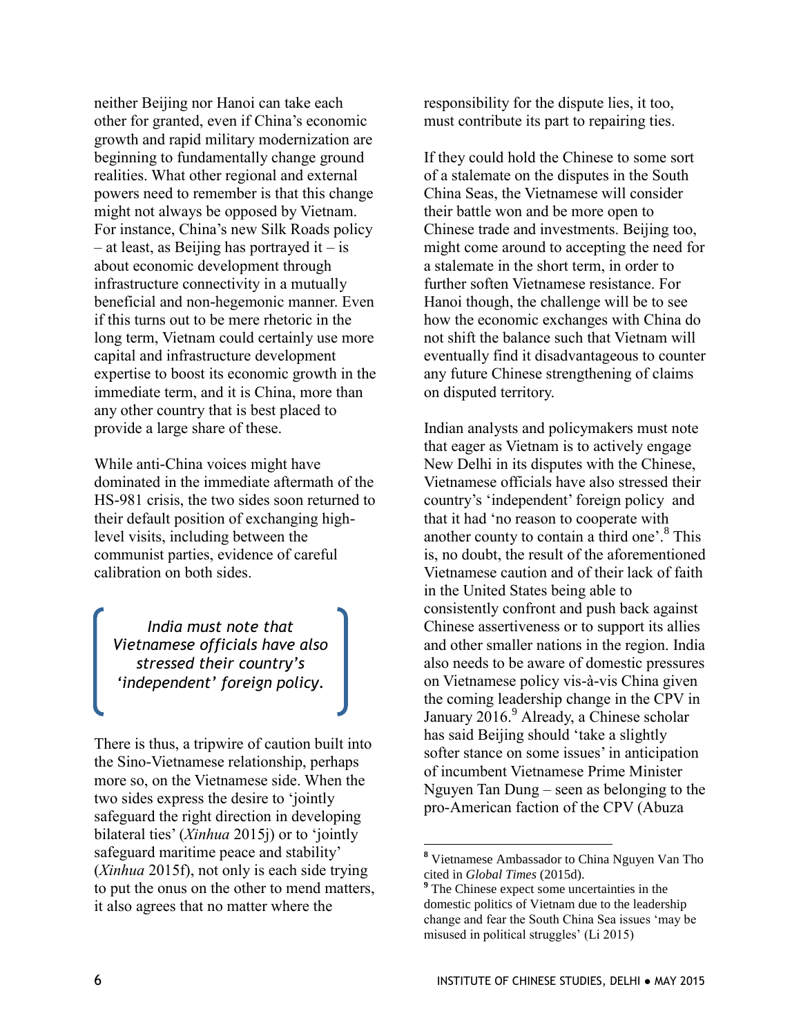neither Beijing nor Hanoi can take each other for granted, even if China's economic growth and rapid military modernization are beginning to fundamentally change ground realities. What other regional and external powers need to remember is that this change might not always be opposed by Vietnam. For instance, China's new Silk Roads policy – at least, as Beijing has portrayed it – is about economic development through infrastructure connectivity in a mutually beneficial and non-hegemonic manner. Even if this turns out to be mere rhetoric in the long term, Vietnam could certainly use more capital and infrastructure development expertise to boost its economic growth in the immediate term, and it is China, more than any other country that is best placed to provide a large share of these.

While anti-China voices might have dominated in the immediate aftermath of the HS-981 crisis, the two sides soon returned to their default position of exchanging high-level visits, including between the communist parties, evidence of careful calibration on both sides.

> *India must note that Vietnamese officials have also stressed their country's 'independent' foreign policy.*

There is thus, a tripwire of caution built into the Sino-Vietnamese relationship, perhaps more so, on the Vietnamese side. When the two sides express the desire to 'jointly safeguard the right direction in developing bilateral ties' (*Xinhua* 2015j) or to 'jointly safeguard maritime peace and stability' (*Xinhua* 2015f), not only is each side trying to put the onus on the other to mend matters, it also agrees that no matter where the responsibility for the dispute lies, it too, must contribute its part to repairing ties.

If they could hold the Chinese to some sort of a stalemate on the disputes in the South China Seas, the Vietnamese will consider their battle won and be more open to Chinese trade and investments. Beijing too, might come around to accepting the need for a stalemate in the short term, in order to further soften Vietnamese resistance. For Hanoi though, the challenge will be to see how the economic exchanges with China do not shift the balance such that Vietnam will eventually find it disadvantageous to counter any future Chinese strengthening of claims on disputed territory.

Indian analysts and policymakers must note that eager as Vietnam is to actively engage New Delhi in its disputes with the Chinese, Vietnamese officials have also stressed their country's 'independent' foreign policy and that it had 'no reason to cooperate with another county to contain a third one'.[8] This is, no doubt, the result of the aforementioned Vietnamese caution and of their lack of faith in the United States being able to consistently confront and push back against Chinese assertiveness or to support its allies and other smaller nations in the region. India also needs to be aware of domestic pressures on Vietnamese policy vis-à-vis China given the coming leadership change in the CPV in January 2016.[9] Already, a Chinese scholar has said Beijing should 'take a slightly softer stance on some issues' in anticipation of incumbent Vietnamese Prime Minister Nguyen Tan Dung – seen as belonging to the pro-American faction of the CPV (Abuza

---

[8] Vietnamese Ambassador to China Nguyen Van Tho cited in *Global Times* (2015d).

[9] The Chinese expect some uncertainties in the domestic politics of Vietnam due to the leadership change and fear the South China Sea issues 'may be misused in political struggles' (Li 2015)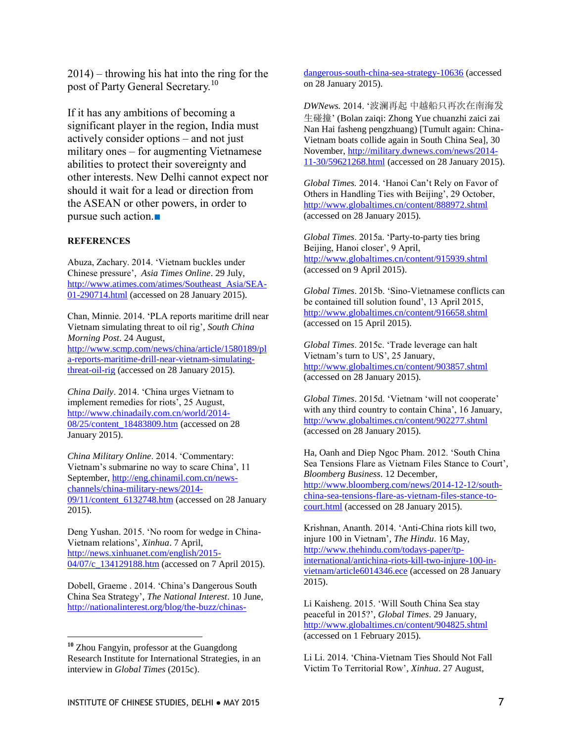2014) – throwing his hat into the ring for the post of Party General Secretary.[10]

If it has any ambitions of becoming a significant player in the region, India must actively consider options – and not just military ones – for augmenting Vietnamese abilities to protect their sovereignty and other interests. New Delhi cannot expect nor should it wait for a lead or direction from the ASEAN or other powers, in order to pursue such action.■

**REFERENCES**

Abuza, Zachary. 2014. 'Vietnam buckles under Chinese pressure', *Asia Times Online*. 29 July, http://www.atimes.com/atimes/Southeast_Asia/SEA-01-290714.html (accessed on 28 January 2015).

Chan, Minnie. 2014. 'PLA reports maritime drill near Vietnam simulating threat to oil rig', *South China Morning Post*. 24 August, http://www.scmp.com/news/china/article/1580189/pla-reports-maritime-drill-near-vietnam-simulating-threat-oil-rig (accessed on 28 January 2015).

*China Daily*. 2014. 'China urges Vietnam to implement remedies for riots', 25 August, http://www.chinadaily.com.cn/world/2014-08/25/content_18483809.htm (accessed on 28 January 2015).

*China Military Online*. 2014. 'Commentary: Vietnam's submarine no way to scare China', 11 September, http://eng.chinamil.com.cn/news-channels/china-military-news/2014-09/11/content_6132748.htm (accessed on 28 January 2015).

Deng Yushan. 2015. 'No room for wedge in China-Vietnam relations', *Xinhua*. 7 April, http://news.xinhuanet.com/english/2015-04/07/c_134129188.htm (accessed on 7 April 2015).

Dobell, Graeme . 2014. 'China's Dangerous South China Sea Strategy', *The National Interest*. 10 June, http://nationalinterest.org/blog/the-buzz/chinas-dangerous-south-china-sea-strategy-10636 (accessed on 28 January 2015).

*DWNews.* 2014. '波澜再起 中越船只再次在南海发生碰撞' (Bolan zaiqi: Zhong Yue chuanzhi zaici zai Nan Hai fasheng pengzhuang) [Tumult again: China-Vietnam boats collide again in South China Sea], 30 November, http://military.dwnews.com/news/2014-11-30/59621268.html (accessed on 28 January 2015).

*Global Times.* 2014. 'Hanoi Can't Rely on Favor of Others in Handling Ties with Beijing', 29 October, http://www.globaltimes.cn/content/888972.shtml (accessed on 28 January 2015).

*Global Times*. 2015a. 'Party-to-party ties bring Beijing, Hanoi closer', 9 April, http://www.globaltimes.cn/content/915939.shtml (accessed on 9 April 2015).

*Global Times*. 2015b. 'Sino-Vietnamese conflicts can be contained till solution found', 13 April 2015, http://www.globaltimes.cn/content/916658.shtml (accessed on 15 April 2015).

*Global Times*. 2015c. 'Trade leverage can halt Vietnam's turn to US', 25 January, http://www.globaltimes.cn/content/903857.shtml (accessed on 28 January 2015).

*Global Times*. 2015d. 'Vietnam 'will not cooperate' with any third country to contain China', 16 January, http://www.globaltimes.cn/content/902277.shtml (accessed on 28 January 2015).

Ha, Oanh and Diep Ngoc Pham. 2012. 'South China Sea Tensions Flare as Vietnam Files Stance to Court', *Bloomberg Business*. 12 December, http://www.bloomberg.com/news/2014-12-12/south-china-sea-tensions-flare-as-vietnam-files-stance-to-court.html (accessed on 28 January 2015).

Krishnan, Ananth. 2014. 'Anti-China riots kill two, injure 100 in Vietnam', *The Hindu*. 16 May, http://www.thehindu.com/todays-paper/tp-international/antichina-riots-kill-two-injure-100-in-vietnam/article6014346.ece (accessed on 28 January 2015).

Li Kaisheng. 2015. 'Will South China Sea stay peaceful in 2015?', *Global Times*. 29 January, http://www.globaltimes.cn/content/904825.shtml (accessed on 1 February 2015).

Li Li. 2014. 'China-Vietnam Ties Should Not Fall Victim To Territorial Row', *Xinhua*. 27 August,

---

[10] Zhou Fangyin, professor at the Guangdong Research Institute for International Strategies, in an interview in *Global Times* (2015c).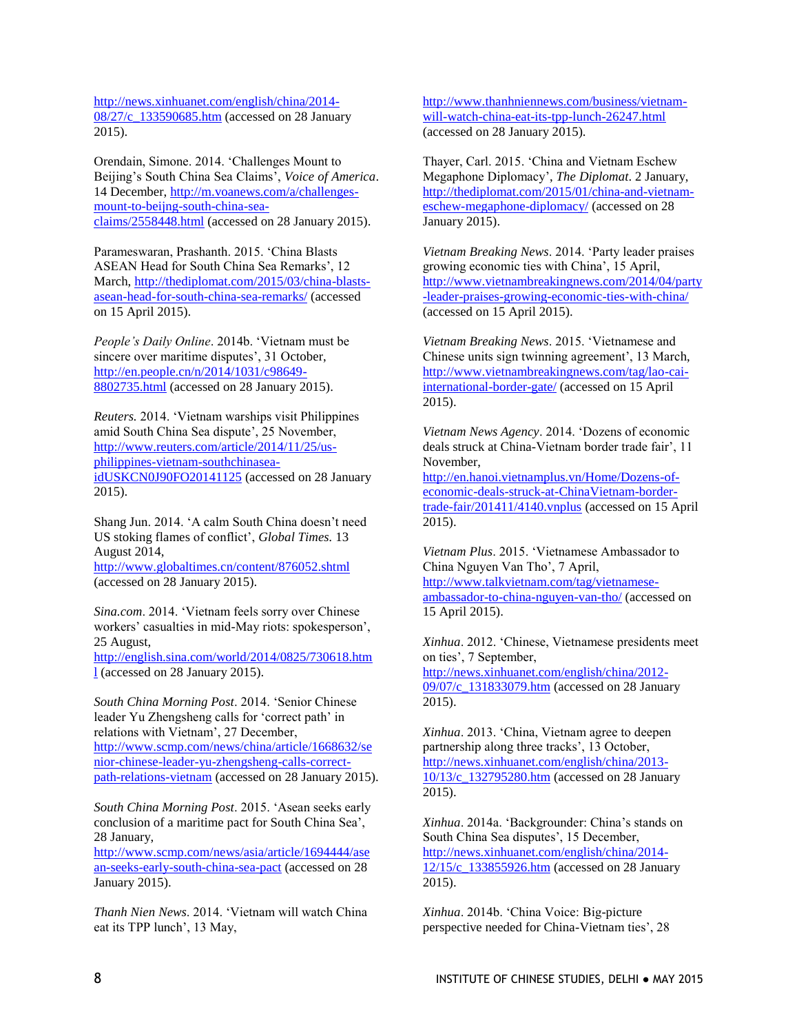http://news.xinhuanet.com/english/china/2014-08/27/c_133590685.htm (accessed on 28 January 2015).

Orendain, Simone. 2014. 'Challenges Mount to Beijing's South China Sea Claims', *Voice of America*. 14 December, http://m.voanews.com/a/challenges-mount-to-beijng-south-china-sea-claims/2558448.html (accessed on 28 January 2015).

Parameswaran, Prashanth. 2015. 'China Blasts ASEAN Head for South China Sea Remarks', 12 March, http://thediplomat.com/2015/03/china-blasts-asean-head-for-south-china-sea-remarks/ (accessed on 15 April 2015).

*People's Daily Online*. 2014b. 'Vietnam must be sincere over maritime disputes', 31 October, http://en.people.cn/n/2014/1031/c98649-8802735.html (accessed on 28 January 2015).

*Reuters.* 2014. 'Vietnam warships visit Philippines amid South China Sea dispute', 25 November, http://www.reuters.com/article/2014/11/25/us-philippines-vietnam-southchinasea-idUSKCN0J90FO20141125 (accessed on 28 January 2015).

Shang Jun. 2014. 'A calm South China doesn't need US stoking flames of conflict', *Global Times.* 13 August 2014, http://www.globaltimes.cn/content/876052.shtml (accessed on 28 January 2015).

*Sina.com*. 2014. 'Vietnam feels sorry over Chinese workers' casualties in mid-May riots: spokesperson', 25 August, http://english.sina.com/world/2014/0825/730618.html (accessed on 28 January 2015).

*South China Morning Post*. 2014. 'Senior Chinese leader Yu Zhengsheng calls for 'correct path' in relations with Vietnam', 27 December, http://www.scmp.com/news/china/article/1668632/senior-chinese-leader-yu-zhengsheng-calls-correct-path-relations-vietnam (accessed on 28 January 2015).

*South China Morning Post*. 2015. 'Asean seeks early conclusion of a maritime pact for South China Sea', 28 January, http://www.scmp.com/news/asia/article/1694444/asean-seeks-early-south-china-sea-pact (accessed on 28 January 2015).

*Thanh Nien News*. 2014. 'Vietnam will watch China eat its TPP lunch', 13 May, http://www.thanhniennews.com/business/vietnam-will-watch-china-eat-its-tpp-lunch-26247.html (accessed on 28 January 2015).

Thayer, Carl. 2015. 'China and Vietnam Eschew Megaphone Diplomacy', *The Diplomat*. 2 January, http://thediplomat.com/2015/01/china-and-vietnam-eschew-megaphone-diplomacy/ (accessed on 28 January 2015).

*Vietnam Breaking News*. 2014. 'Party leader praises growing economic ties with China', 15 April, http://www.vietnambreakingnews.com/2014/04/party-leader-praises-growing-economic-ties-with-china/ (accessed on 15 April 2015).

*Vietnam Breaking News*. 2015. 'Vietnamese and Chinese units sign twinning agreement', 13 March, http://www.vietnambreakingnews.com/tag/lao-cai-international-border-gate/ (accessed on 15 April 2015).

*Vietnam News Agency*. 2014. 'Dozens of economic deals struck at China-Vietnam border trade fair', 11 November, http://en.hanoi.vietnamplus.vn/Home/Dozens-of-economic-deals-struck-at-ChinaVietnam-border-trade-fair/201411/4140.vnplus (accessed on 15 April 2015).

*Vietnam Plus*. 2015. 'Vietnamese Ambassador to China Nguyen Van Tho', 7 April, http://www.talkvietnam.com/tag/vietnamese-ambassador-to-china-nguyen-van-tho/ (accessed on 15 April 2015).

*Xinhua*. 2012. 'Chinese, Vietnamese presidents meet on ties', 7 September, http://news.xinhuanet.com/english/china/2012-09/07/c_131833079.htm (accessed on 28 January 2015).

*Xinhua*. 2013. 'China, Vietnam agree to deepen partnership along three tracks', 13 October, http://news.xinhuanet.com/english/china/2013-10/13/c_132795280.htm (accessed on 28 January 2015).

*Xinhua*. 2014a. 'Backgrounder: China's stands on South China Sea disputes', 15 December, http://news.xinhuanet.com/english/china/2014-12/15/c_133855926.htm (accessed on 28 January 2015).

*Xinhua*. 2014b. 'China Voice: Big-picture perspective needed for China-Vietnam ties', 28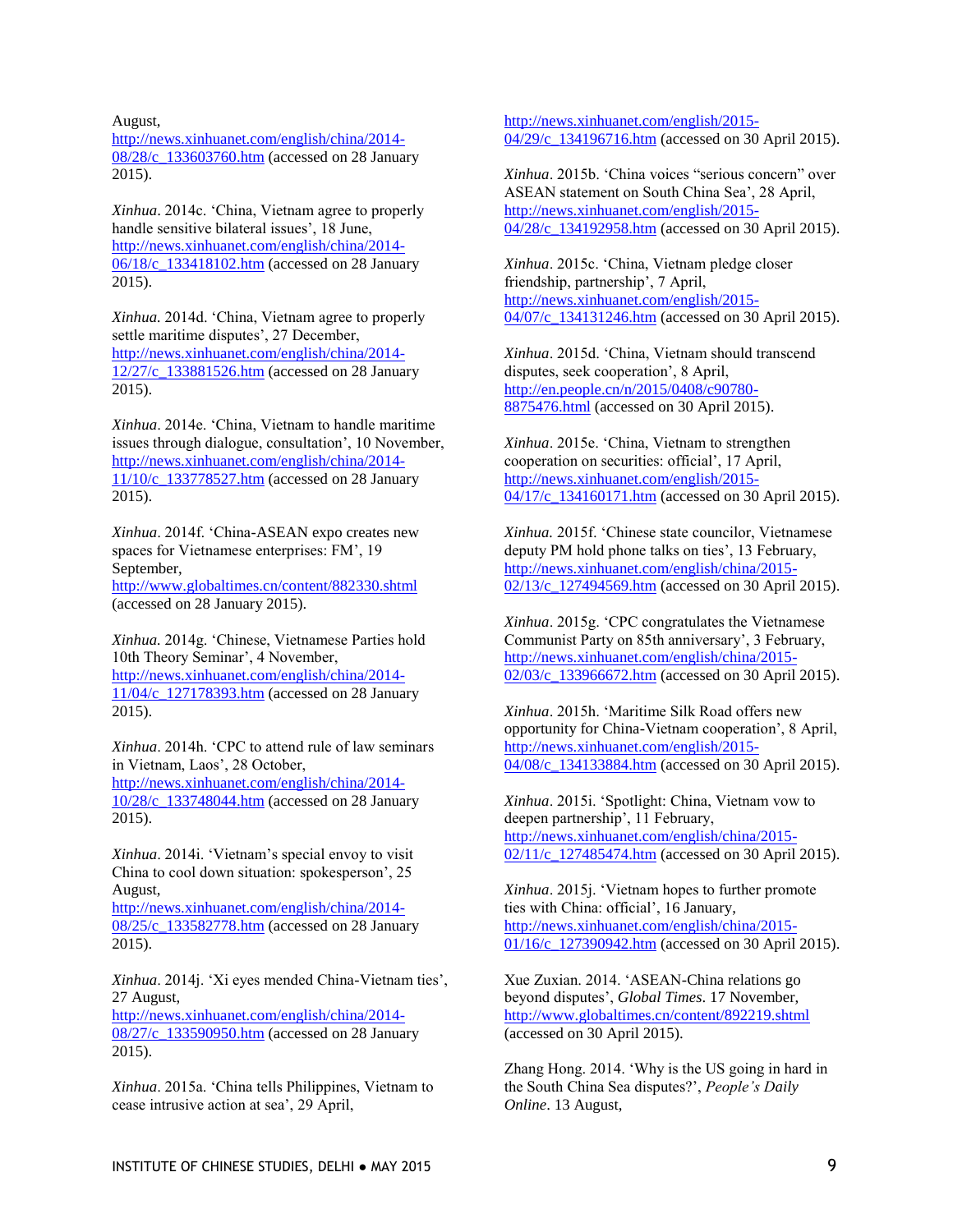August, http://news.xinhuanet.com/english/china/2014-08/28/c_133603760.htm (accessed on 28 January 2015).

*Xinhua*. 2014c. 'China, Vietnam agree to properly handle sensitive bilateral issues', 18 June, http://news.xinhuanet.com/english/china/2014-06/18/c_133418102.htm (accessed on 28 January 2015).

*Xinhua.* 2014d. 'China, Vietnam agree to properly settle maritime disputes', 27 December, http://news.xinhuanet.com/english/china/2014-12/27/c_133881526.htm (accessed on 28 January 2015).

*Xinhua*. 2014e. 'China, Vietnam to handle maritime issues through dialogue, consultation', 10 November, http://news.xinhuanet.com/english/china/2014-11/10/c_133778527.htm (accessed on 28 January 2015).

*Xinhua*. 2014f. 'China-ASEAN expo creates new spaces for Vietnamese enterprises: FM', 19 September, http://www.globaltimes.cn/content/882330.shtml (accessed on 28 January 2015).

*Xinhua.* 2014g. 'Chinese, Vietnamese Parties hold 10th Theory Seminar', 4 November, http://news.xinhuanet.com/english/china/2014-11/04/c_127178393.htm (accessed on 28 January 2015).

*Xinhua*. 2014h. 'CPC to attend rule of law seminars in Vietnam, Laos', 28 October, http://news.xinhuanet.com/english/china/2014-10/28/c_133748044.htm (accessed on 28 January 2015).

*Xinhua*. 2014i. 'Vietnam's special envoy to visit China to cool down situation: spokesperson', 25 August, http://news.xinhuanet.com/english/china/2014-08/25/c_133582778.htm (accessed on 28 January 2015).

*Xinhua*. 2014j. 'Xi eyes mended China-Vietnam ties', 27 August, http://news.xinhuanet.com/english/china/2014-08/27/c_133590950.htm (accessed on 28 January 2015).

*Xinhua*. 2015a. 'China tells Philippines, Vietnam to cease intrusive action at sea', 29 April, http://news.xinhuanet.com/english/2015-04/29/c_134196716.htm (accessed on 30 April 2015).

*Xinhua*. 2015b. 'China voices "serious concern" over ASEAN statement on South China Sea', 28 April, http://news.xinhuanet.com/english/2015-04/28/c_134192958.htm (accessed on 30 April 2015).

*Xinhua*. 2015c. 'China, Vietnam pledge closer friendship, partnership', 7 April, http://news.xinhuanet.com/english/2015-04/07/c_134131246.htm (accessed on 30 April 2015).

*Xinhua*. 2015d. 'China, Vietnam should transcend disputes, seek cooperation', 8 April, http://en.people.cn/n/2015/0408/c90780-8875476.html (accessed on 30 April 2015).

*Xinhua*. 2015e. 'China, Vietnam to strengthen cooperation on securities: official', 17 April, http://news.xinhuanet.com/english/2015-04/17/c_134160171.htm (accessed on 30 April 2015).

*Xinhua.* 2015f. 'Chinese state councilor, Vietnamese deputy PM hold phone talks on ties', 13 February, http://news.xinhuanet.com/english/china/2015-02/13/c_127494569.htm (accessed on 30 April 2015).

*Xinhua*. 2015g. 'CPC congratulates the Vietnamese Communist Party on 85th anniversary', 3 February, http://news.xinhuanet.com/english/china/2015-02/03/c_133966672.htm (accessed on 30 April 2015).

*Xinhua*. 2015h. 'Maritime Silk Road offers new opportunity for China-Vietnam cooperation', 8 April, http://news.xinhuanet.com/english/2015-04/08/c_134133884.htm (accessed on 30 April 2015).

*Xinhua*. 2015i. 'Spotlight: China, Vietnam vow to deepen partnership', 11 February, http://news.xinhuanet.com/english/china/2015-02/11/c_127485474.htm (accessed on 30 April 2015).

*Xinhua*. 2015j. 'Vietnam hopes to further promote ties with China: official', 16 January, http://news.xinhuanet.com/english/china/2015-01/16/c_127390942.htm (accessed on 30 April 2015).

Xue Zuxian. 2014. 'ASEAN-China relations go beyond disputes', *Global Times*. 17 November, http://www.globaltimes.cn/content/892219.shtml (accessed on 30 April 2015).

Zhang Hong. 2014. 'Why is the US going in hard in the South China Sea disputes?', *People's Daily Online*. 13 August,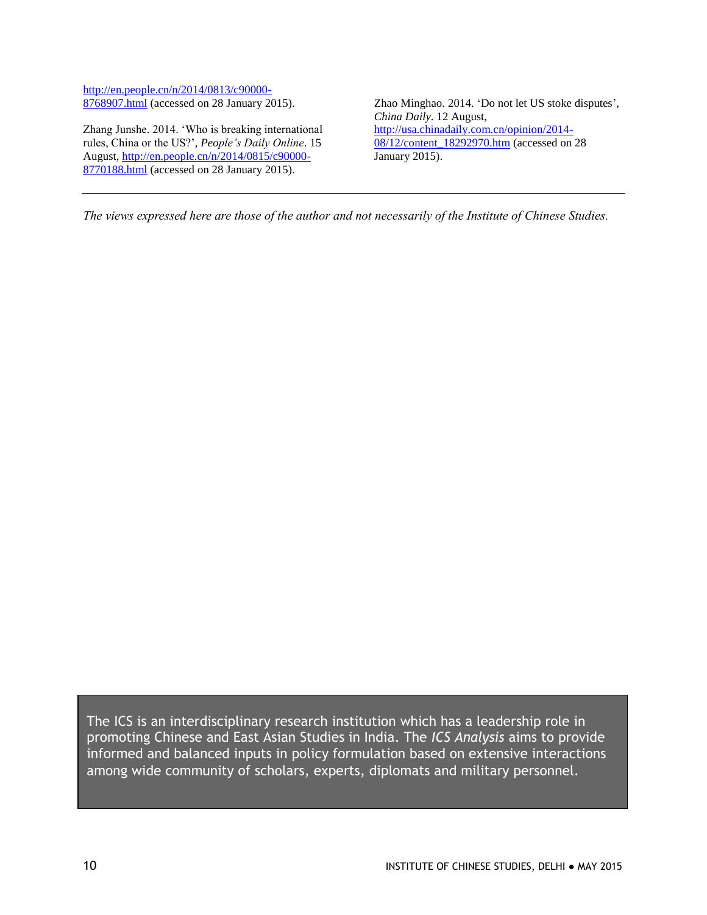http://en.people.cn/n/2014/0813/c90000-8768907.html (accessed on 28 January 2015).

Zhang Junshe. 2014. 'Who is breaking international rules, China or the US?', *People's Daily Online*. 15 August, http://en.people.cn/n/2014/0815/c90000-8770188.html (accessed on 28 January 2015).

Zhao Minghao. 2014. 'Do not let US stoke disputes', *China Daily*. 12 August, http://usa.chinadaily.com.cn/opinion/2014-08/12/content_18292970.htm (accessed on 28 January 2015).

---

*The views expressed here are those of the author and not necessarily of the Institute of Chinese Studies.*

The ICS is an interdisciplinary research institution which has a leadership role in promoting Chinese and East Asian Studies in India. The *ICS Analysis* aims to provide informed and balanced inputs in policy formulation based on extensive interactions among wide community of scholars, experts, diplomats and military personnel.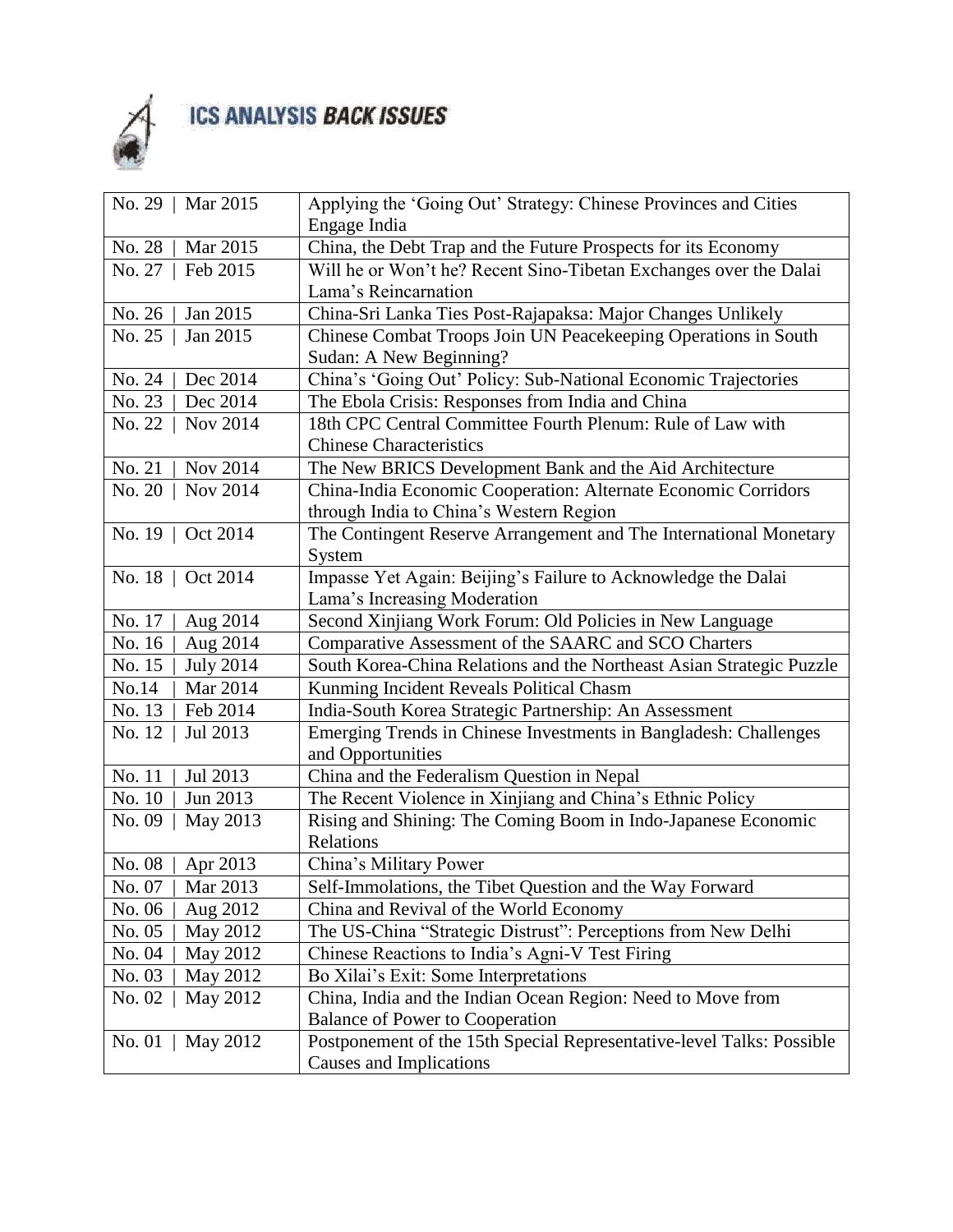# ICS ANALYSIS *BACK ISSUES*

| | |
|---|---|
| No. 29 \| Mar 2015 | Applying the 'Going Out' Strategy: Chinese Provinces and Cities Engage India |
| No. 28 \| Mar 2015 | China, the Debt Trap and the Future Prospects for its Economy |
| No. 27 \| Feb 2015 | Will he or Won't he? Recent Sino-Tibetan Exchanges over the Dalai Lama's Reincarnation |
| No. 26 \| Jan 2015 | China-Sri Lanka Ties Post-Rajapaksa: Major Changes Unlikely |
| No. 25 \| Jan 2015 | Chinese Combat Troops Join UN Peacekeeping Operations in South Sudan: A New Beginning? |
| No. 24 \| Dec 2014 | China's 'Going Out' Policy: Sub-National Economic Trajectories |
| No. 23 \| Dec 2014 | The Ebola Crisis: Responses from India and China |
| No. 22 \| Nov 2014 | 18th CPC Central Committee Fourth Plenum: Rule of Law with Chinese Characteristics |
| No. 21 \| Nov 2014 | The New BRICS Development Bank and the Aid Architecture |
| No. 20 \| Nov 2014 | China-India Economic Cooperation: Alternate Economic Corridors through India to China's Western Region |
| No. 19 \| Oct 2014 | The Contingent Reserve Arrangement and The International Monetary System |
| No. 18 \| Oct 2014 | Impasse Yet Again: Beijing's Failure to Acknowledge the Dalai Lama's Increasing Moderation |
| No. 17 \| Aug 2014 | Second Xinjiang Work Forum: Old Policies in New Language |
| No. 16 \| Aug 2014 | Comparative Assessment of the SAARC and SCO Charters |
| No. 15 \| July 2014 | South Korea-China Relations and the Northeast Asian Strategic Puzzle |
| No.14 \| Mar 2014 | Kunming Incident Reveals Political Chasm |
| No. 13 \| Feb 2014 | India-South Korea Strategic Partnership: An Assessment |
| No. 12 \| Jul 2013 | Emerging Trends in Chinese Investments in Bangladesh: Challenges and Opportunities |
| No. 11 \| Jul 2013 | China and the Federalism Question in Nepal |
| No. 10 \| Jun 2013 | The Recent Violence in Xinjiang and China's Ethnic Policy |
| No. 09 \| May 2013 | Rising and Shining: The Coming Boom in Indo-Japanese Economic Relations |
| No. 08 \| Apr 2013 | China's Military Power |
| No. 07 \| Mar 2013 | Self-Immolations, the Tibet Question and the Way Forward |
| No. 06 \| Aug 2012 | China and Revival of the World Economy |
| No. 05 \| May 2012 | The US-China "Strategic Distrust": Perceptions from New Delhi |
| No. 04 \| May 2012 | Chinese Reactions to India's Agni-V Test Firing |
| No. 03 \| May 2012 | Bo Xilai's Exit: Some Interpretations |
| No. 02 \| May 2012 | China, India and the Indian Ocean Region: Need to Move from Balance of Power to Cooperation |
| No. 01 \| May 2012 | Postponement of the 15th Special Representative-level Talks: Possible Causes and Implications |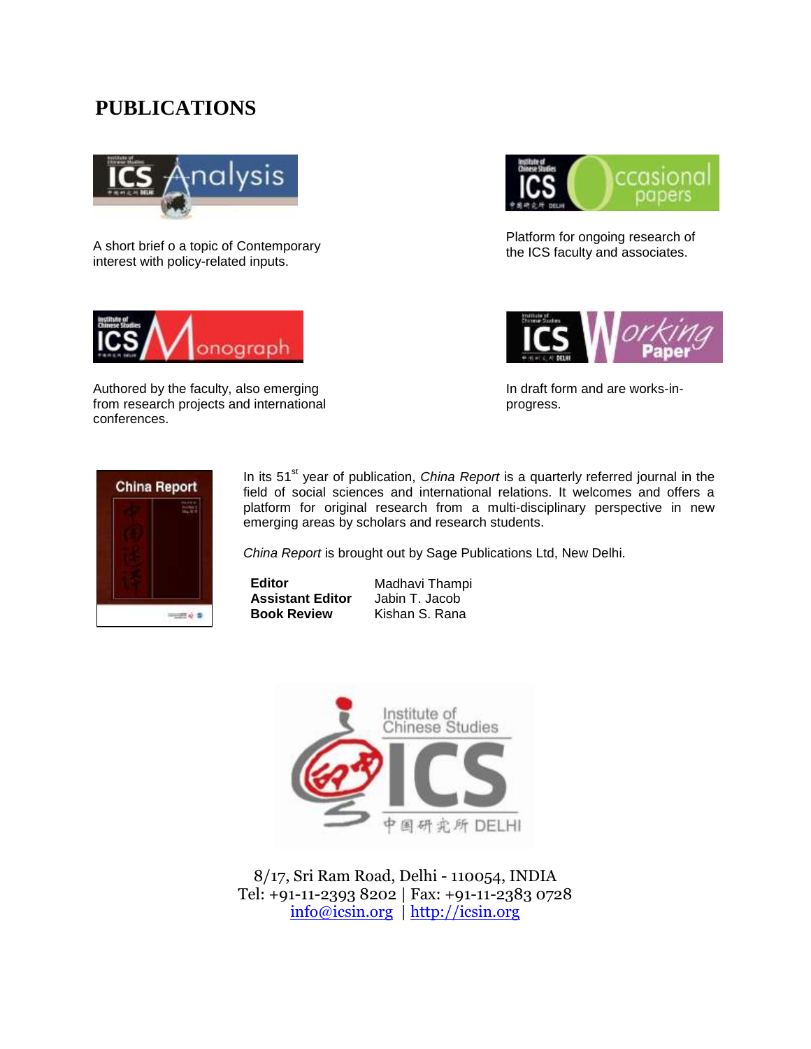# PUBLICATIONS

**ICS Analysis**

A short brief o a topic of Contemporary interest with policy-related inputs.

**ICS Occasional papers**

Platform for ongoing research of the ICS faculty and associates.

**ICS Monograph**

Authored by the faculty, also emerging from research projects and international conferences.

**ICS Working Paper**

In draft form and are works-in-progress.

In its 51st year of publication, *China Report* is a quarterly referred journal in the field of social sciences and international relations. It welcomes and offers a platform for original research from a multi-disciplinary perspective in new emerging areas by scholars and research students.

*China Report* is brought out by Sage Publications Ltd, New Delhi.

| | |
|---|---|
| **Editor** | Madhavi Thampi |
| **Assistant Editor** | Jabin T. Jacob |
| **Book Review** | Kishan S. Rana |

Institute of Chinese Studies
ICS
中国研究所 DELHI

8/17, Sri Ram Road, Delhi - 110054, INDIA
Tel: +91-11-2393 8202 | Fax: +91-11-2383 0728
info@icsin.org | http://icsin.org